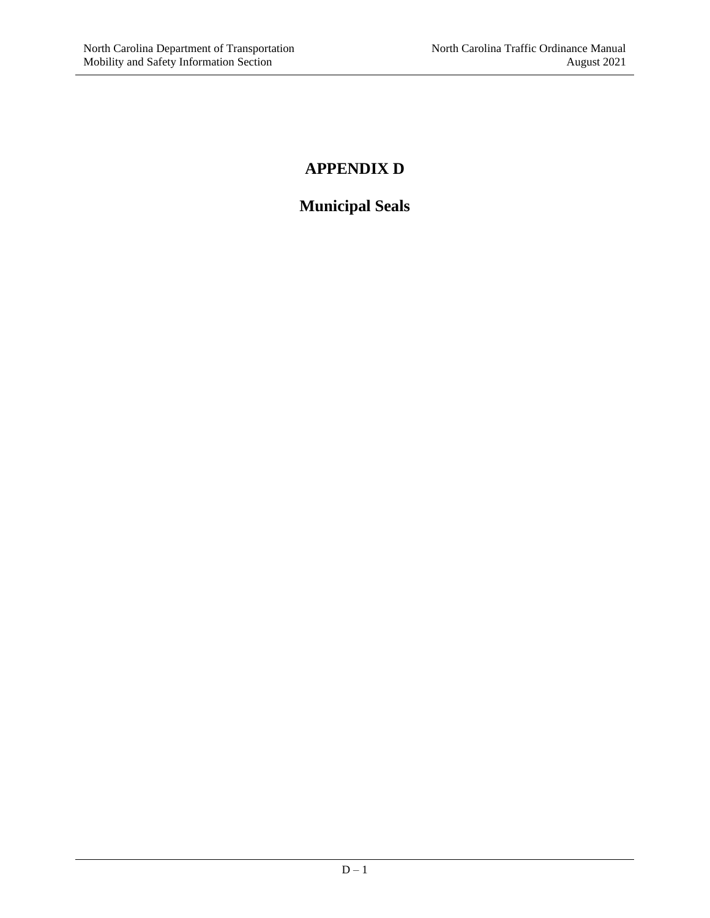# APPENDIX D

# Municipal Seals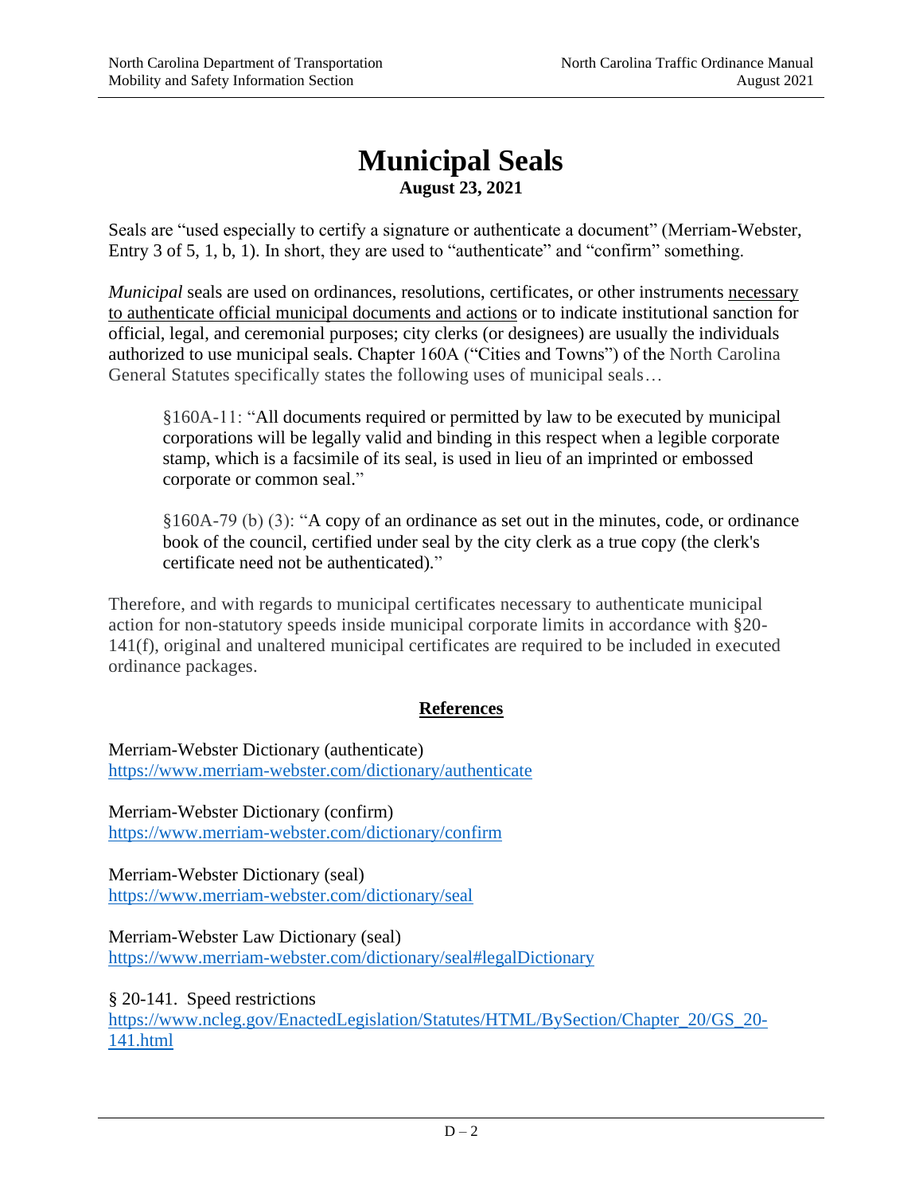# Municipal Seals

**August 23, 2021**

Seals are "used especially to certify a signature or authenticate a document" (Merriam-Webster, Entry 3 of 5, 1, b, 1). In short, they are used to "authenticate" and "confirm" something.

*Municipal* seals are used on ordinances, resolutions, certificates, or other instruments necessary to authenticate official municipal documents and actions or to indicate institutional sanction for official, legal, and ceremonial purposes; city clerks (or designees) are usually the individuals authorized to use municipal seals. Chapter 160A ("Cities and Towns") of the North Carolina General Statutes specifically states the following uses of municipal seals…

> §160A-11: "All documents required or permitted by law to be executed by municipal corporations will be legally valid and binding in this respect when a legible corporate stamp, which is a facsimile of its seal, is used in lieu of an imprinted or embossed corporate or common seal."
>
> §160A-79 (b) (3): "A copy of an ordinance as set out in the minutes, code, or ordinance book of the council, certified under seal by the city clerk as a true copy (the clerk's certificate need not be authenticated)."

Therefore, and with regards to municipal certificates necessary to authenticate municipal action for non-statutory speeds inside municipal corporate limits in accordance with §20-141(f), original and unaltered municipal certificates are required to be included in executed ordinance packages.

## References

Merriam-Webster Dictionary (authenticate)
https://www.merriam-webster.com/dictionary/authenticate

Merriam-Webster Dictionary (confirm)
https://www.merriam-webster.com/dictionary/confirm

Merriam-Webster Dictionary (seal)
https://www.merriam-webster.com/dictionary/seal

Merriam-Webster Law Dictionary (seal)
https://www.merriam-webster.com/dictionary/seal#legalDictionary

§ 20-141. Speed restrictions
https://www.ncleg.gov/EnactedLegislation/Statutes/HTML/BySection/Chapter_20/GS_20-141.html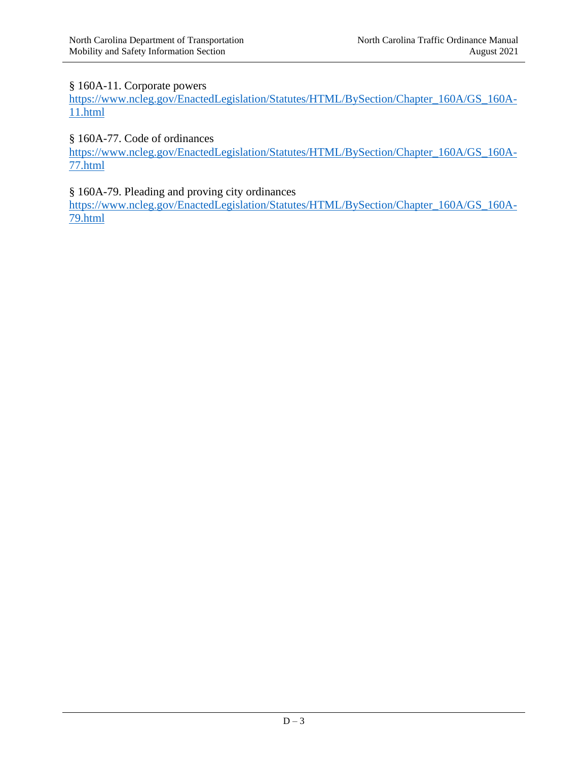§ 160A-11. Corporate powers
https://www.ncleg.gov/EnactedLegislation/Statutes/HTML/BySection/Chapter_160A/GS_160A-11.html

§ 160A-77. Code of ordinances
https://www.ncleg.gov/EnactedLegislation/Statutes/HTML/BySection/Chapter_160A/GS_160A-77.html

§ 160A-79. Pleading and proving city ordinances
https://www.ncleg.gov/EnactedLegislation/Statutes/HTML/BySection/Chapter_160A/GS_160A-79.html